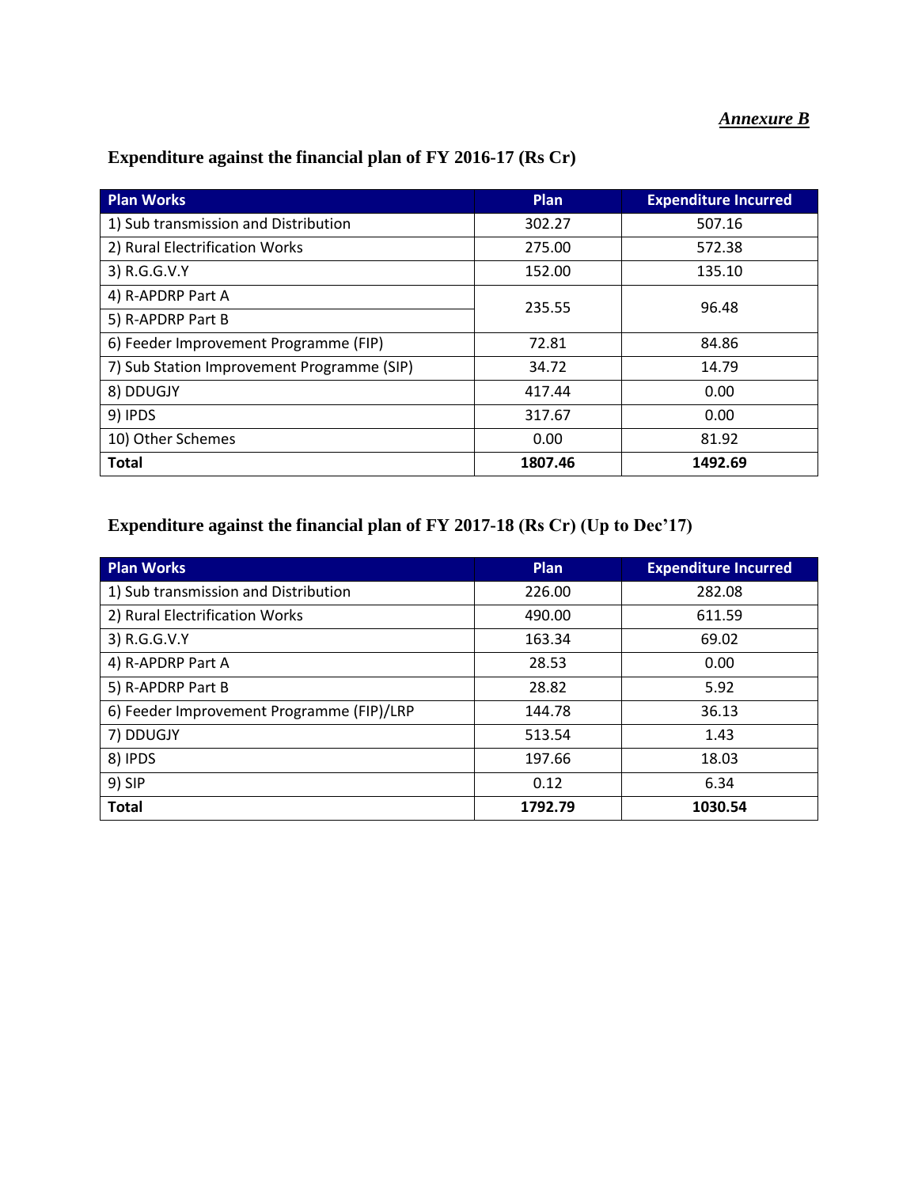*Annexure B*

## Expenditure against the financial plan of FY 2016-17 (Rs Cr)

| Plan Works | Plan | Expenditure Incurred |
|---|---|---|
| 1) Sub transmission and Distribution | 302.27 | 507.16 |
| 2) Rural Electrification Works | 275.00 | 572.38 |
| 3) R.G.G.V.Y | 152.00 | 135.10 |
| 4) R-APDRP Part A | 235.55 | 96.48 |
| 5) R-APDRP Part B | | |
| 6) Feeder Improvement Programme (FIP) | 72.81 | 84.86 |
| 7) Sub Station Improvement Programme (SIP) | 34.72 | 14.79 |
| 8) DDUGJY | 417.44 | 0.00 |
| 9) IPDS | 317.67 | 0.00 |
| 10) Other Schemes | 0.00 | 81.92 |
| **Total** | **1807.46** | **1492.69** |

## Expenditure against the financial plan of FY 2017-18 (Rs Cr) (Up to Dec'17)

| Plan Works | Plan | Expenditure Incurred |
|---|---|---|
| 1) Sub transmission and Distribution | 226.00 | 282.08 |
| 2) Rural Electrification Works | 490.00 | 611.59 |
| 3) R.G.G.V.Y | 163.34 | 69.02 |
| 4) R-APDRP Part A | 28.53 | 0.00 |
| 5) R-APDRP Part B | 28.82 | 5.92 |
| 6) Feeder Improvement Programme (FIP)/LRP | 144.78 | 36.13 |
| 7) DDUGJY | 513.54 | 1.43 |
| 8) IPDS | 197.66 | 18.03 |
| 9) SIP | 0.12 | 6.34 |
| **Total** | **1792.79** | **1030.54** |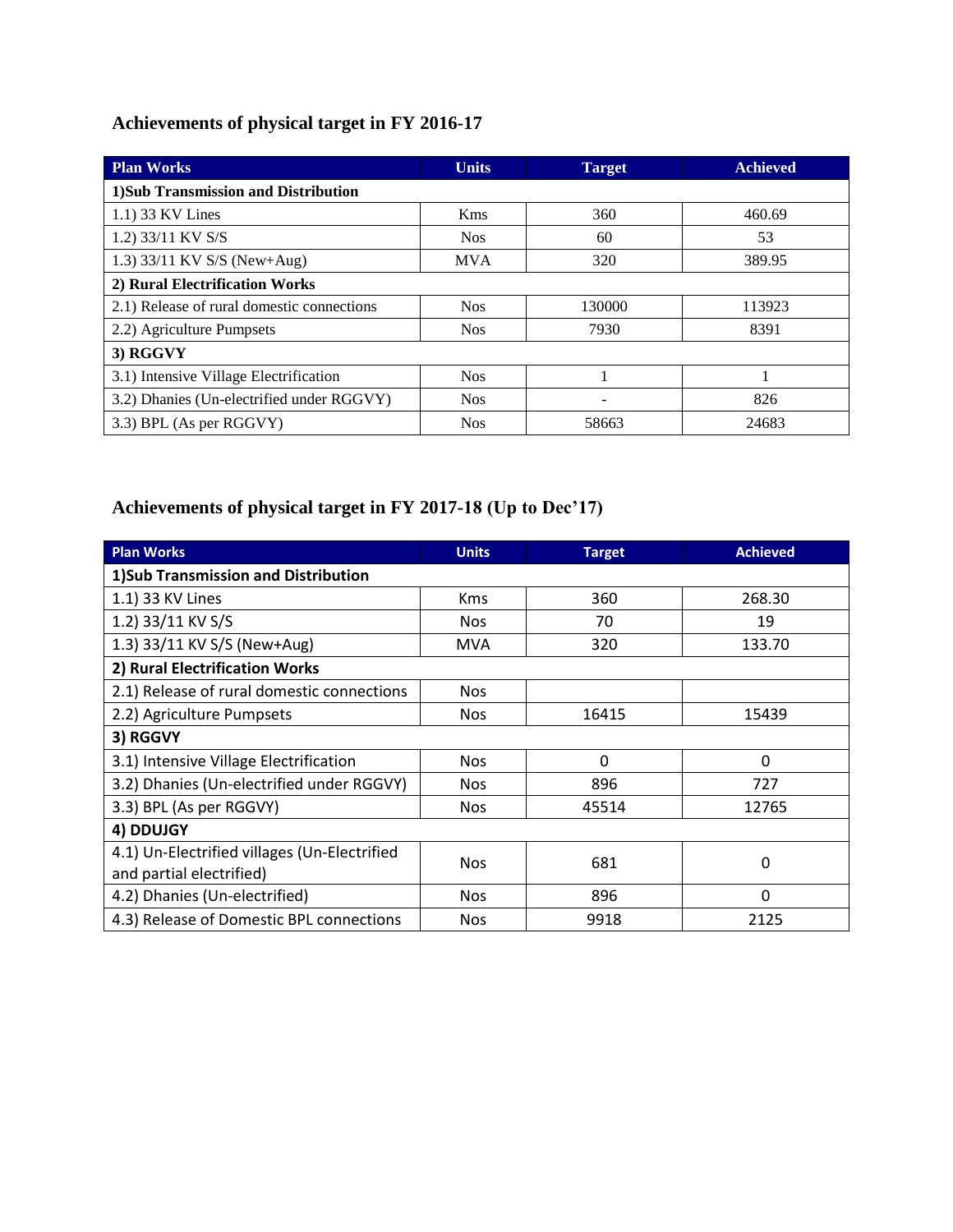## Achievements of physical target in FY 2016-17

| Plan Works | Units | Target | Achieved |
|---|---|---|---|
| **1)Sub Transmission and Distribution** | | | |
| 1.1) 33 KV Lines | Kms | 360 | 460.69 |
| 1.2) 33/11 KV S/S | Nos | 60 | 53 |
| 1.3) 33/11 KV S/S (New+Aug) | MVA | 320 | 389.95 |
| **2) Rural Electrification Works** | | | |
| 2.1) Release of rural domestic connections | Nos | 130000 | 113923 |
| 2.2) Agriculture Pumpsets | Nos | 7930 | 8391 |
| **3) RGGVY** | | | |
| 3.1) Intensive Village Electrification | Nos | 1 | 1 |
| 3.2) Dhanies (Un-electrified under RGGVY) | Nos | - | 826 |
| 3.3) BPL (As per RGGVY) | Nos | 58663 | 24683 |

## Achievements of physical target in FY 2017-18 (Up to Dec'17)

| Plan Works | Units | Target | Achieved |
|---|---|---|---|
| **1)Sub Transmission and Distribution** | | | |
| 1.1) 33 KV Lines | Kms | 360 | 268.30 |
| 1.2) 33/11 KV S/S | Nos | 70 | 19 |
| 1.3) 33/11 KV S/S (New+Aug) | MVA | 320 | 133.70 |
| **2) Rural Electrification Works** | | | |
| 2.1) Release of rural domestic connections | Nos | | |
| 2.2) Agriculture Pumpsets | Nos | 16415 | 15439 |
| **3) RGGVY** | | | |
| 3.1) Intensive Village Electrification | Nos | 0 | 0 |
| 3.2) Dhanies (Un-electrified under RGGVY) | Nos | 896 | 727 |
| 3.3) BPL (As per RGGVY) | Nos | 45514 | 12765 |
| **4) DDUJGY** | | | |
| 4.1) Un-Electrified villages (Un-Electrified and partial electrified) | Nos | 681 | 0 |
| 4.2) Dhanies (Un-electrified) | Nos | 896 | 0 |
| 4.3) Release of Domestic BPL connections | Nos | 9918 | 2125 |